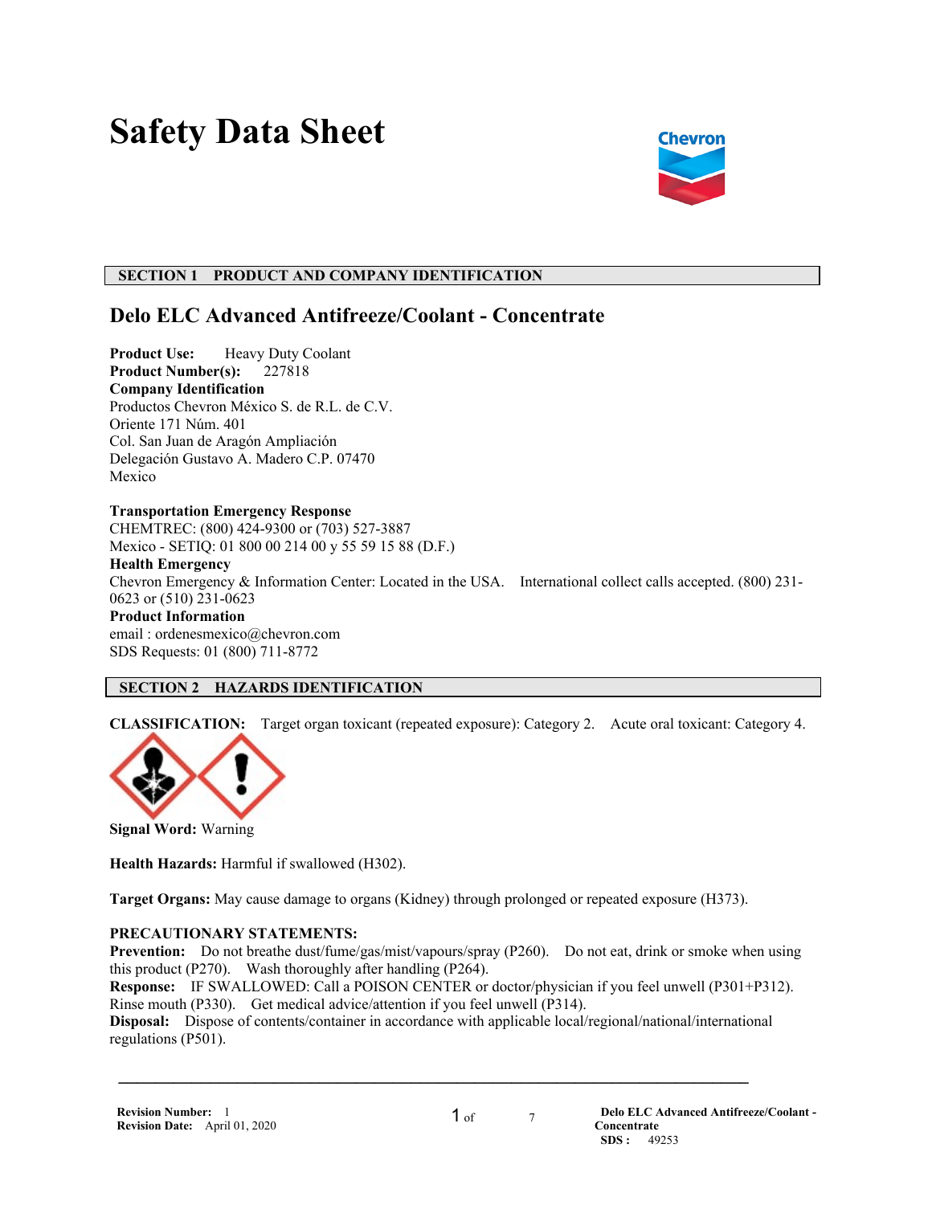# Safety Data Sheet

## SECTION 1 PRODUCT AND COMPANY IDENTIFICATION

### Delo ELC Advanced Antifreeze/Coolant - Concentrate

**Product Use:** Heavy Duty Coolant
**Product Number(s):** 227818
**Company Identification**
Productos Chevron México S. de R.L. de C.V.
Oriente 171 Núm. 401
Col. San Juan de Aragón Ampliación
Delegación Gustavo A. Madero C.P. 07470
Mexico

**Transportation Emergency Response**
CHEMTREC: (800) 424-9300 or (703) 527-3887
Mexico - SETIQ: 01 800 00 214 00 y 55 59 15 88 (D.F.)
**Health Emergency**
Chevron Emergency & Information Center: Located in the USA. International collect calls accepted. (800) 231-0623 or (510) 231-0623
**Product Information**
email : ordenesmexico@chevron.com
SDS Requests: 01 (800) 711-8772

## SECTION 2 HAZARDS IDENTIFICATION

**CLASSIFICATION:** Target organ toxicant (repeated exposure): Category 2. Acute oral toxicant: Category 4.

**Signal Word:** Warning

**Health Hazards:** Harmful if swallowed (H302).

**Target Organs:** May cause damage to organs (Kidney) through prolonged or repeated exposure (H373).

**PRECAUTIONARY STATEMENTS:**
**Prevention:** Do not breathe dust/fume/gas/mist/vapours/spray (P260). Do not eat, drink or smoke when using this product (P270). Wash thoroughly after handling (P264).
**Response:** IF SWALLOWED: Call a POISON CENTER or doctor/physician if you feel unwell (P301+P312). Rinse mouth (P330). Get medical advice/attention if you feel unwell (P314).
**Disposal:** Dispose of contents/container in accordance with applicable local/regional/national/international regulations (P501).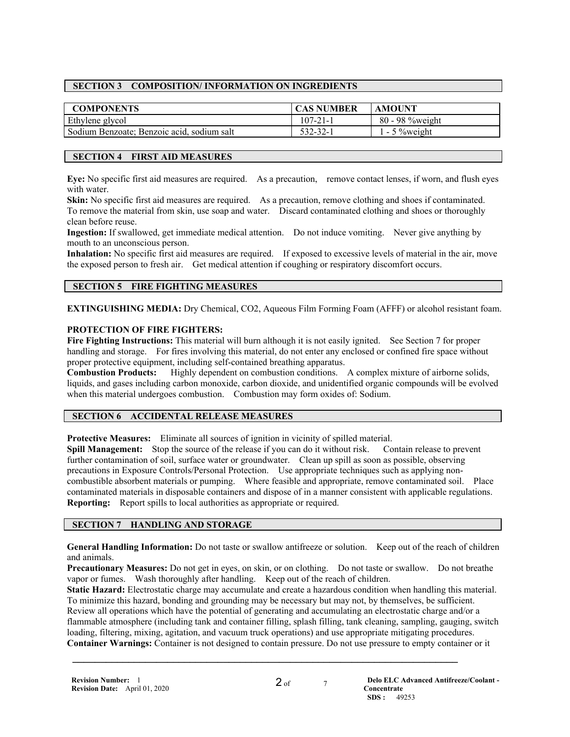## SECTION 3 COMPOSITION/ INFORMATION ON INGREDIENTS

| COMPONENTS | CAS NUMBER | AMOUNT |
| --- | --- | --- |
| Ethylene glycol | 107-21-1 | 80 - 98 %weight |
| Sodium Benzoate; Benzoic acid, sodium salt | 532-32-1 | 1 - 5 %weight |

## SECTION 4 FIRST AID MEASURES

**Eye:** No specific first aid measures are required. As a precaution, remove contact lenses, if worn, and flush eyes with water.

**Skin:** No specific first aid measures are required. As a precaution, remove clothing and shoes if contaminated. To remove the material from skin, use soap and water. Discard contaminated clothing and shoes or thoroughly clean before reuse.

**Ingestion:** If swallowed, get immediate medical attention. Do not induce vomiting. Never give anything by mouth to an unconscious person.

**Inhalation:** No specific first aid measures are required. If exposed to excessive levels of material in the air, move the exposed person to fresh air. Get medical attention if coughing or respiratory discomfort occurs.

## SECTION 5 FIRE FIGHTING MEASURES

**EXTINGUISHING MEDIA:** Dry Chemical, $CO_2$, Aqueous Film Forming Foam (AFFF) or alcohol resistant foam.

**PROTECTION OF FIRE FIGHTERS:**

**Fire Fighting Instructions:** This material will burn although it is not easily ignited. See Section 7 for proper handling and storage. For fires involving this material, do not enter any enclosed or confined fire space without proper protective equipment, including self-contained breathing apparatus.

**Combustion Products:** Highly dependent on combustion conditions. A complex mixture of airborne solids, liquids, and gases including carbon monoxide, carbon dioxide, and unidentified organic compounds will be evolved when this material undergoes combustion. Combustion may form oxides of: Sodium.

## SECTION 6 ACCIDENTAL RELEASE MEASURES

**Protective Measures:** Eliminate all sources of ignition in vicinity of spilled material.

**Spill Management:** Stop the source of the release if you can do it without risk. Contain release to prevent further contamination of soil, surface water or groundwater. Clean up spill as soon as possible, observing precautions in Exposure Controls/Personal Protection. Use appropriate techniques such as applying non-combustible absorbent materials or pumping. Where feasible and appropriate, remove contaminated soil. Place contaminated materials in disposable containers and dispose of in a manner consistent with applicable regulations.

**Reporting:** Report spills to local authorities as appropriate or required.

## SECTION 7 HANDLING AND STORAGE

**General Handling Information:** Do not taste or swallow antifreeze or solution. Keep out of the reach of children and animals.

**Precautionary Measures:** Do not get in eyes, on skin, or on clothing. Do not taste or swallow. Do not breathe vapor or fumes. Wash thoroughly after handling. Keep out of the reach of children.

**Static Hazard:** Electrostatic charge may accumulate and create a hazardous condition when handling this material. To minimize this hazard, bonding and grounding may be necessary but may not, by themselves, be sufficient. Review all operations which have the potential of generating and accumulating an electrostatic charge and/or a flammable atmosphere (including tank and container filling, splash filling, tank cleaning, sampling, gauging, switch loading, filtering, mixing, agitation, and vacuum truck operations) and use appropriate mitigating procedures.

**Container Warnings:** Container is not designed to contain pressure. Do not use pressure to empty container or it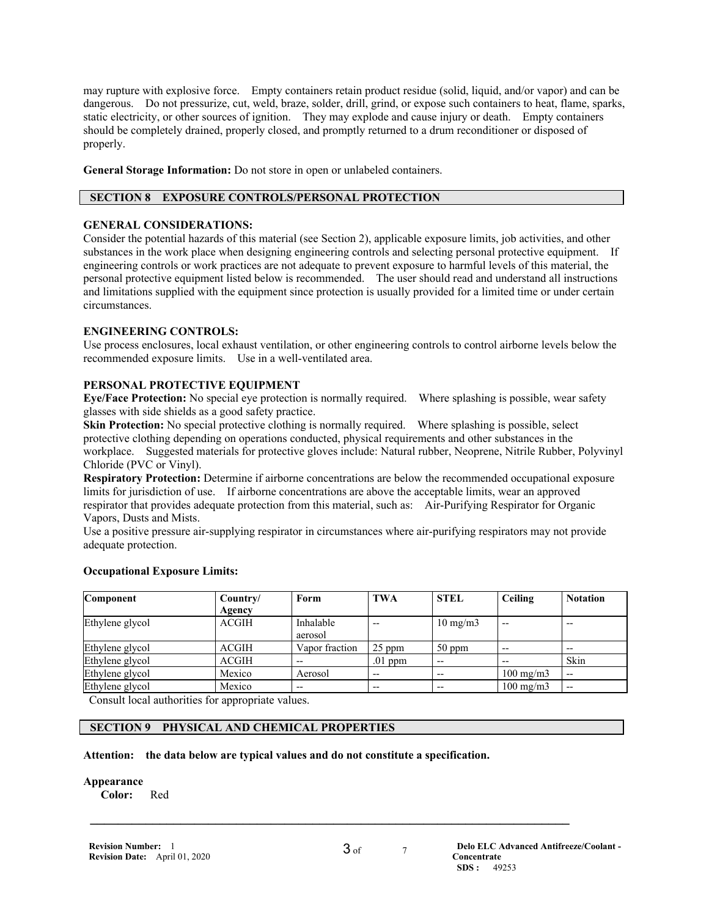may rupture with explosive force. Empty containers retain product residue (solid, liquid, and/or vapor) and can be dangerous. Do not pressurize, cut, weld, braze, solder, drill, grind, or expose such containers to heat, flame, sparks, static electricity, or other sources of ignition. They may explode and cause injury or death. Empty containers should be completely drained, properly closed, and promptly returned to a drum reconditioner or disposed of properly.

**General Storage Information:** Do not store in open or unlabeled containers.

## SECTION 8 EXPOSURE CONTROLS/PERSONAL PROTECTION

**GENERAL CONSIDERATIONS:**

Consider the potential hazards of this material (see Section 2), applicable exposure limits, job activities, and other substances in the work place when designing engineering controls and selecting personal protective equipment. If engineering controls or work practices are not adequate to prevent exposure to harmful levels of this material, the personal protective equipment listed below is recommended. The user should read and understand all instructions and limitations supplied with the equipment since protection is usually provided for a limited time or under certain circumstances.

**ENGINEERING CONTROLS:**

Use process enclosures, local exhaust ventilation, or other engineering controls to control airborne levels below the recommended exposure limits. Use in a well-ventilated area.

**PERSONAL PROTECTIVE EQUIPMENT**

**Eye/Face Protection:** No special eye protection is normally required. Where splashing is possible, wear safety glasses with side shields as a good safety practice.

**Skin Protection:** No special protective clothing is normally required. Where splashing is possible, select protective clothing depending on operations conducted, physical requirements and other substances in the workplace. Suggested materials for protective gloves include: Natural rubber, Neoprene, Nitrile Rubber, Polyvinyl Chloride (PVC or Vinyl).

**Respiratory Protection:** Determine if airborne concentrations are below the recommended occupational exposure limits for jurisdiction of use. If airborne concentrations are above the acceptable limits, wear an approved respirator that provides adequate protection from this material, such as: Air-Purifying Respirator for Organic Vapors, Dusts and Mists.

Use a positive pressure air-supplying respirator in circumstances where air-purifying respirators may not provide adequate protection.

**Occupational Exposure Limits:**

| Component | Country/ Agency | Form | TWA | STEL | Ceiling | Notation |
|---|---|---|---|---|---|---|
| Ethylene glycol | ACGIH | Inhalable aerosol | -- | 10 mg/m3 | -- | -- |
| Ethylene glycol | ACGIH | Vapor fraction | 25 ppm | 50 ppm | -- | -- |
| Ethylene glycol | ACGIH | -- | .01 ppm | -- | -- | Skin |
| Ethylene glycol | Mexico | Aerosol | -- | -- | 100 mg/m3 | -- |
| Ethylene glycol | Mexico | -- | -- | -- | 100 mg/m3 | -- |

Consult local authorities for appropriate values.

## SECTION 9 PHYSICAL AND CHEMICAL PROPERTIES

**Attention: the data below are typical values and do not constitute a specification.**

**Appearance**

**Color:** Red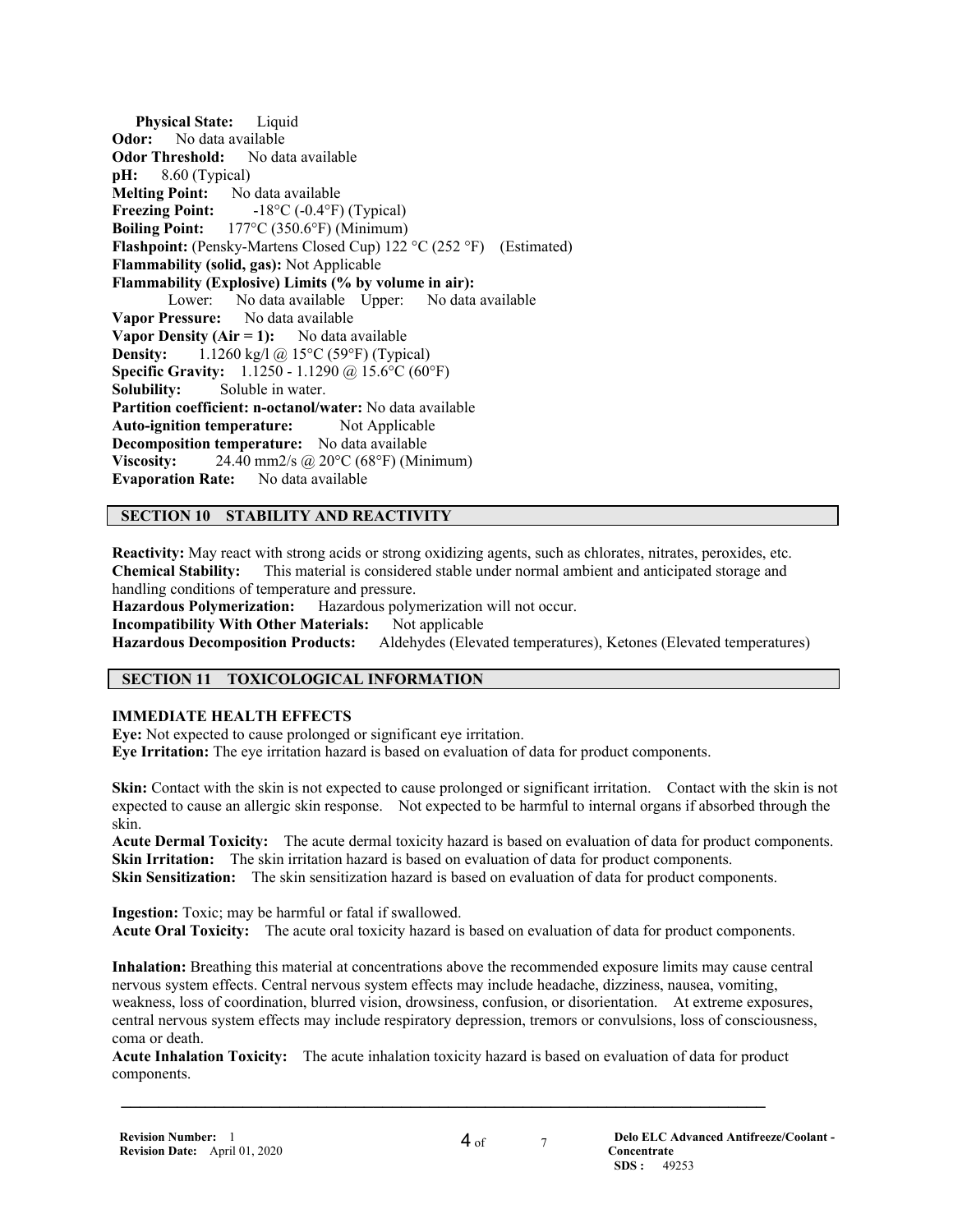**Physical State:** Liquid
**Odor:** No data available
**Odor Threshold:** No data available
**pH:** 8.60 (Typical)
**Melting Point:** No data available
**Freezing Point:** -18°C (-0.4°F) (Typical)
**Boiling Point:** 177°C (350.6°F) (Minimum)
**Flashpoint:** (Pensky-Martens Closed Cup) 122 °C (252 °F) (Estimated)
**Flammability (solid, gas):** Not Applicable
**Flammability (Explosive) Limits (% by volume in air):**
Lower: No data available Upper: No data available
**Vapor Pressure:** No data available
**Vapor Density (Air = 1):** No data available
**Density:** 1.1260 kg/l @ 15°C (59°F) (Typical)
**Specific Gravity:** 1.1250 - 1.1290 @ 15.6°C (60°F)
**Solubility:** Soluble in water.
**Partition coefficient: n-octanol/water:** No data available
**Auto-ignition temperature:** Not Applicable
**Decomposition temperature:** No data available
**Viscosity:** 24.40 mm2/s @ 20°C (68°F) (Minimum)
**Evaporation Rate:** No data available

## SECTION 10 STABILITY AND REACTIVITY

**Reactivity:** May react with strong acids or strong oxidizing agents, such as chlorates, nitrates, peroxides, etc.
**Chemical Stability:** This material is considered stable under normal ambient and anticipated storage and handling conditions of temperature and pressure.
**Hazardous Polymerization:** Hazardous polymerization will not occur.
**Incompatibility With Other Materials:** Not applicable
**Hazardous Decomposition Products:** Aldehydes (Elevated temperatures), Ketones (Elevated temperatures)

## SECTION 11 TOXICOLOGICAL INFORMATION

### IMMEDIATE HEALTH EFFECTS

**Eye:** Not expected to cause prolonged or significant eye irritation.
**Eye Irritation:** The eye irritation hazard is based on evaluation of data for product components.

**Skin:** Contact with the skin is not expected to cause prolonged or significant irritation. Contact with the skin is not expected to cause an allergic skin response. Not expected to be harmful to internal organs if absorbed through the skin.
**Acute Dermal Toxicity:** The acute dermal toxicity hazard is based on evaluation of data for product components.
**Skin Irritation:** The skin irritation hazard is based on evaluation of data for product components.
**Skin Sensitization:** The skin sensitization hazard is based on evaluation of data for product components.

**Ingestion:** Toxic; may be harmful or fatal if swallowed.
**Acute Oral Toxicity:** The acute oral toxicity hazard is based on evaluation of data for product components.

**Inhalation:** Breathing this material at concentrations above the recommended exposure limits may cause central nervous system effects. Central nervous system effects may include headache, dizziness, nausea, vomiting, weakness, loss of coordination, blurred vision, drowsiness, confusion, or disorientation. At extreme exposures, central nervous system effects may include respiratory depression, tremors or convulsions, loss of consciousness, coma or death.
**Acute Inhalation Toxicity:** The acute inhalation toxicity hazard is based on evaluation of data for product components.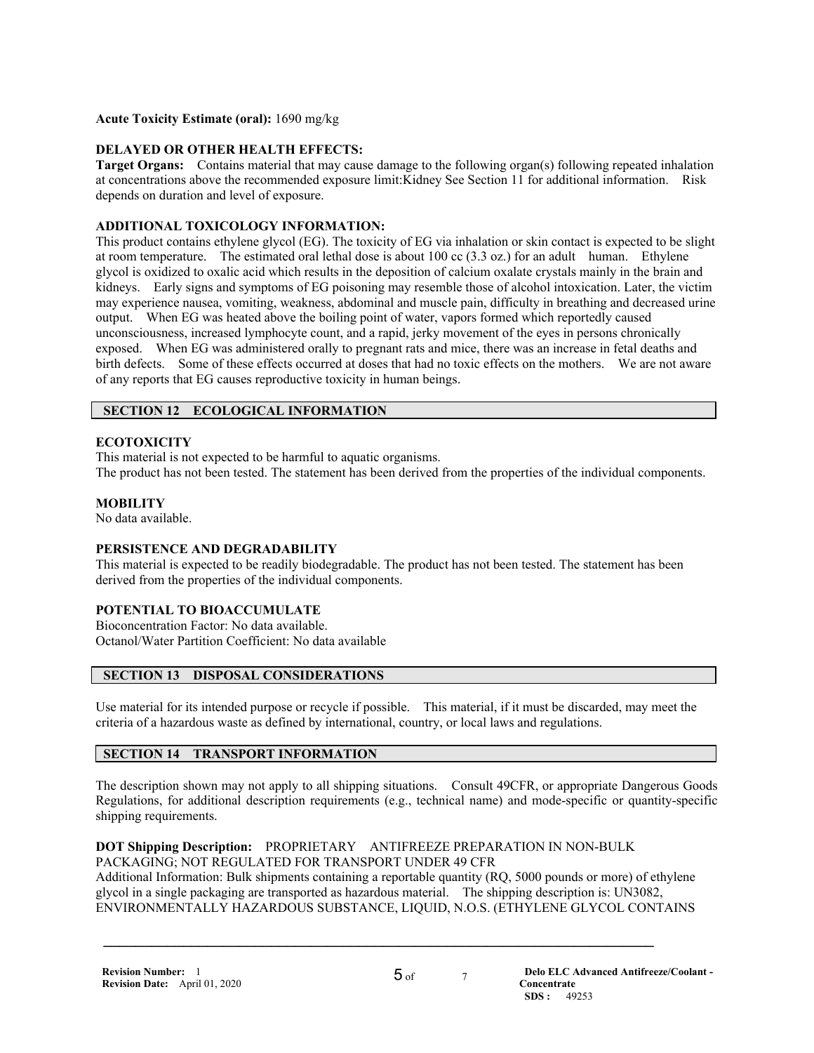**Acute Toxicity Estimate (oral):** 1690 mg/kg

**DELAYED OR OTHER HEALTH EFFECTS:**

**Target Organs:** Contains material that may cause damage to the following organ(s) following repeated inhalation at concentrations above the recommended exposure limit:Kidney See Section 11 for additional information. Risk depends on duration and level of exposure.

**ADDITIONAL TOXICOLOGY INFORMATION:**

This product contains ethylene glycol (EG). The toxicity of EG via inhalation or skin contact is expected to be slight at room temperature. The estimated oral lethal dose is about 100 cc (3.3 oz.) for an adult human. Ethylene glycol is oxidized to oxalic acid which results in the deposition of calcium oxalate crystals mainly in the brain and kidneys. Early signs and symptoms of EG poisoning may resemble those of alcohol intoxication. Later, the victim may experience nausea, vomiting, weakness, abdominal and muscle pain, difficulty in breathing and decreased urine output. When EG was heated above the boiling point of water, vapors formed which reportedly caused unconsciousness, increased lymphocyte count, and a rapid, jerky movement of the eyes in persons chronically exposed. When EG was administered orally to pregnant rats and mice, there was an increase in fetal deaths and birth defects. Some of these effects occurred at doses that had no toxic effects on the mothers. We are not aware of any reports that EG causes reproductive toxicity in human beings.

## SECTION 12 ECOLOGICAL INFORMATION

**ECOTOXICITY**

This material is not expected to be harmful to aquatic organisms.
The product has not been tested. The statement has been derived from the properties of the individual components.

**MOBILITY**

No data available.

**PERSISTENCE AND DEGRADABILITY**

This material is expected to be readily biodegradable. The product has not been tested. The statement has been derived from the properties of the individual components.

**POTENTIAL TO BIOACCUMULATE**

Bioconcentration Factor: No data available.
Octanol/Water Partition Coefficient: No data available

## SECTION 13 DISPOSAL CONSIDERATIONS

Use material for its intended purpose or recycle if possible. This material, if it must be discarded, may meet the criteria of a hazardous waste as defined by international, country, or local laws and regulations.

## SECTION 14 TRANSPORT INFORMATION

The description shown may not apply to all shipping situations. Consult 49CFR, or appropriate Dangerous Goods Regulations, for additional description requirements (e.g., technical name) and mode-specific or quantity-specific shipping requirements.

**DOT Shipping Description:** PROPRIETARY ANTIFREEZE PREPARATION IN NON-BULK PACKAGING; NOT REGULATED FOR TRANSPORT UNDER 49 CFR
Additional Information: Bulk shipments containing a reportable quantity (RQ, 5000 pounds or more) of ethylene glycol in a single packaging are transported as hazardous material. The shipping description is: UN3082, ENVIRONMENTALLY HAZARDOUS SUBSTANCE, LIQUID, N.O.S. (ETHYLENE GLYCOL CONTAINS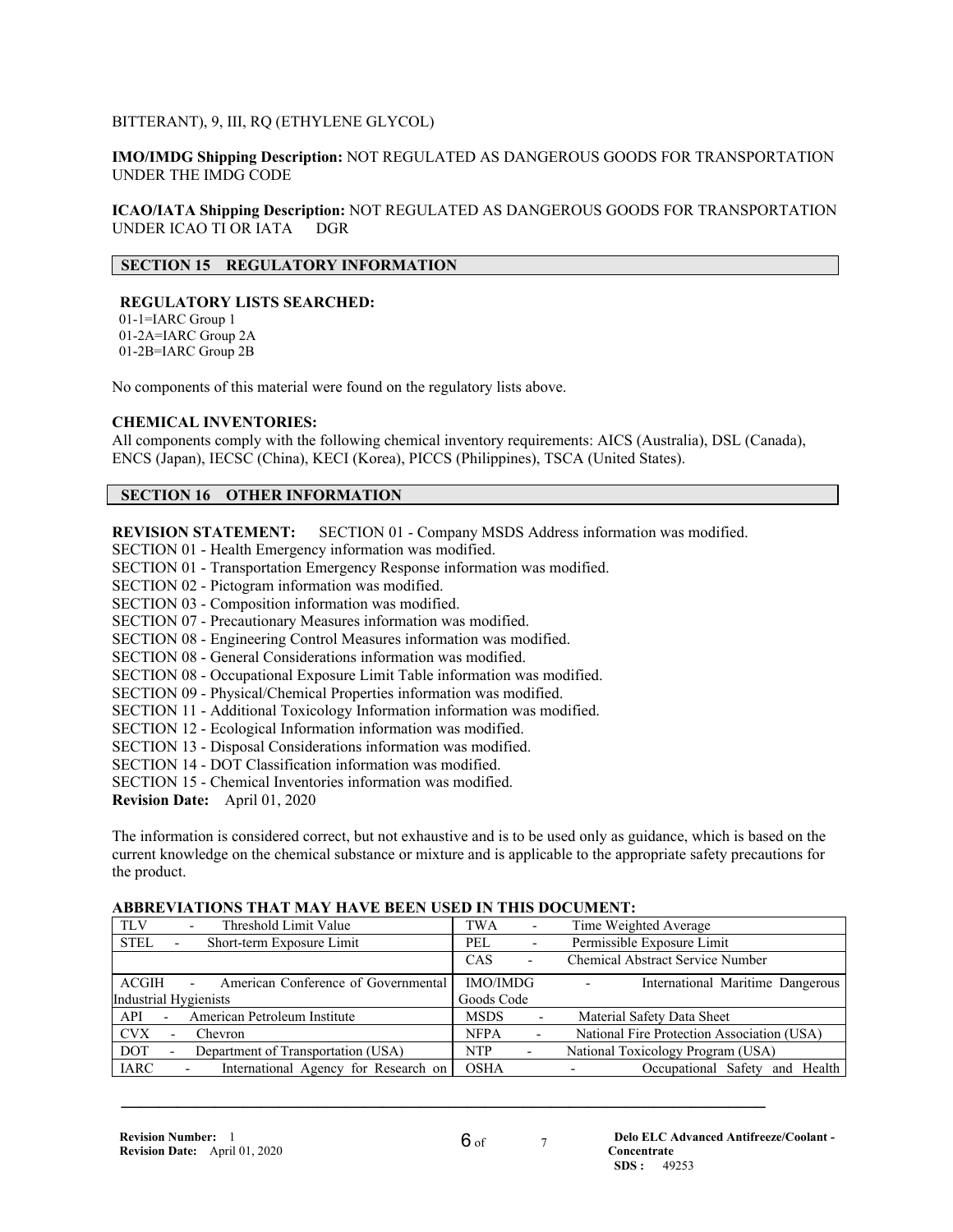BITTERANT), 9, III, RQ (ETHYLENE GLYCOL)

**IMO/IMDG Shipping Description:** NOT REGULATED AS DANGEROUS GOODS FOR TRANSPORTATION UNDER THE IMDG CODE

**ICAO/IATA Shipping Description:** NOT REGULATED AS DANGEROUS GOODS FOR TRANSPORTATION UNDER ICAO TI OR IATA DGR

## SECTION 15 REGULATORY INFORMATION

**REGULATORY LISTS SEARCHED:**

01-1=IARC Group 1
01-2A=IARC Group 2A
01-2B=IARC Group 2B

No components of this material were found on the regulatory lists above.

**CHEMICAL INVENTORIES:**

All components comply with the following chemical inventory requirements: AICS (Australia), DSL (Canada), ENCS (Japan), IECSC (China), KECI (Korea), PICCS (Philippines), TSCA (United States).

## SECTION 16 OTHER INFORMATION

**REVISION STATEMENT:** SECTION 01 - Company MSDS Address information was modified.
SECTION 01 - Health Emergency information was modified.
SECTION 01 - Transportation Emergency Response information was modified.
SECTION 02 - Pictogram information was modified.
SECTION 03 - Composition information was modified.
SECTION 07 - Precautionary Measures information was modified.
SECTION 08 - Engineering Control Measures information was modified.
SECTION 08 - General Considerations information was modified.
SECTION 08 - Occupational Exposure Limit Table information was modified.
SECTION 09 - Physical/Chemical Properties information was modified.
SECTION 11 - Additional Toxicology Information information was modified.
SECTION 12 - Ecological Information information was modified.
SECTION 13 - Disposal Considerations information was modified.
SECTION 14 - DOT Classification information was modified.
SECTION 15 - Chemical Inventories information was modified.
**Revision Date:** April 01, 2020

The information is considered correct, but not exhaustive and is to be used only as guidance, which is based on the current knowledge on the chemical substance or mixture and is applicable to the appropriate safety precautions for the product.

**ABBREVIATIONS THAT MAY HAVE BEEN USED IN THIS DOCUMENT:**

| | |
|---|---|
| TLV - Threshold Limit Value | TWA - Time Weighted Average |
| STEL - Short-term Exposure Limit | PEL - Permissible Exposure Limit |
| | CAS - Chemical Abstract Service Number |
| ACGIH - American Conference of Governmental Industrial Hygienists | IMO/IMDG - International Maritime Dangerous Goods Code |
| API - American Petroleum Institute | MSDS - Material Safety Data Sheet |
| CVX - Chevron | NFPA - National Fire Protection Association (USA) |
| DOT - Department of Transportation (USA) | NTP - National Toxicology Program (USA) |
| IARC - International Agency for Research on | OSHA - Occupational Safety and Health |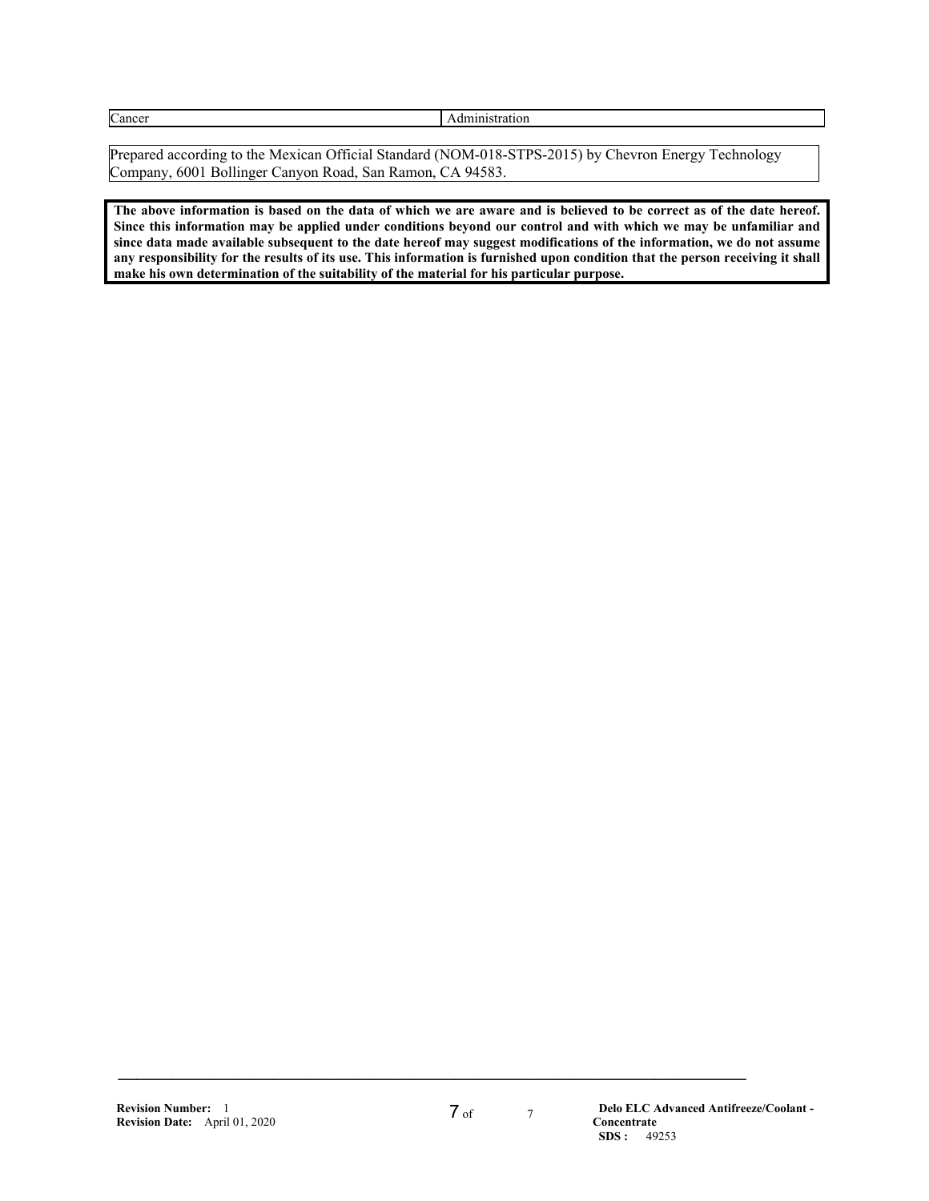| | |
|---|---|
| Cancer | Administration |

Prepared according to the Mexican Official Standard (NOM-018-STPS-2015) by Chevron Energy Technology Company, 6001 Bollinger Canyon Road, San Ramon, CA 94583.

**The above information is based on the data of which we are aware and is believed to be correct as of the date hereof. Since this information may be applied under conditions beyond our control and with which we may be unfamiliar and since data made available subsequent to the date hereof may suggest modifications of the information, we do not assume any responsibility for the results of its use. This information is furnished upon condition that the person receiving it shall make his own determination of the suitability of the material for his particular purpose.**